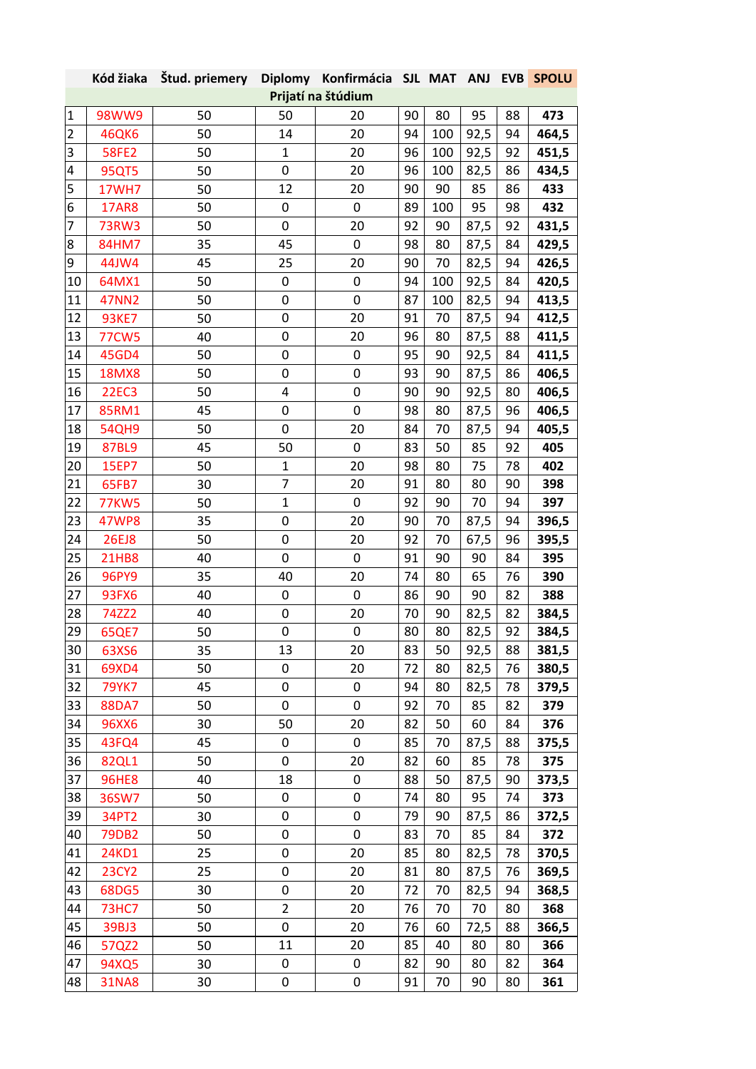| | Kód žiaka | Štud. priemery | Diplomy | Konfirmácia | SJL | MAT | ANJ | EVB | SPOLU |
|---|---|---|---|---|---|---|---|---|---|
| | | | | Prijatí na štúdium | | | | | |
| 1 | 98WW9 | 50 | 50 | 20 | 90 | 80 | 95 | 88 | **473** |
| 2 | 46QK6 | 50 | 14 | 20 | 94 | 100 | 92,5 | 94 | **464,5** |
| 3 | 58FE2 | 50 | 1 | 20 | 96 | 100 | 92,5 | 92 | **451,5** |
| 4 | 95QT5 | 50 | 0 | 20 | 96 | 100 | 82,5 | 86 | **434,5** |
| 5 | 17WH7 | 50 | 12 | 20 | 90 | 90 | 85 | 86 | **433** |
| 6 | 17AR8 | 50 | 0 | 0 | 89 | 100 | 95 | 98 | **432** |
| 7 | 73RW3 | 50 | 0 | 20 | 92 | 90 | 87,5 | 92 | **431,5** |
| 8 | 84HM7 | 35 | 45 | 0 | 98 | 80 | 87,5 | 84 | **429,5** |
| 9 | 44JW4 | 45 | 25 | 20 | 90 | 70 | 82,5 | 94 | **426,5** |
| 10 | 64MX1 | 50 | 0 | 0 | 94 | 100 | 92,5 | 84 | **420,5** |
| 11 | 47NN2 | 50 | 0 | 0 | 87 | 100 | 82,5 | 94 | **413,5** |
| 12 | 93KE7 | 50 | 0 | 20 | 91 | 70 | 87,5 | 94 | **412,5** |
| 13 | 77CW5 | 40 | 0 | 20 | 96 | 80 | 87,5 | 88 | **411,5** |
| 14 | 45GD4 | 50 | 0 | 0 | 95 | 90 | 92,5 | 84 | **411,5** |
| 15 | 18MX8 | 50 | 0 | 0 | 93 | 90 | 87,5 | 86 | **406,5** |
| 16 | 22EC3 | 50 | 4 | 0 | 90 | 90 | 92,5 | 80 | **406,5** |
| 17 | 85RM1 | 45 | 0 | 0 | 98 | 80 | 87,5 | 96 | **406,5** |
| 18 | 54QH9 | 50 | 0 | 20 | 84 | 70 | 87,5 | 94 | **405,5** |
| 19 | 87BL9 | 45 | 50 | 0 | 83 | 50 | 85 | 92 | **405** |
| 20 | 15EP7 | 50 | 1 | 20 | 98 | 80 | 75 | 78 | **402** |
| 21 | 65FB7 | 30 | 7 | 20 | 91 | 80 | 80 | 90 | **398** |
| 22 | 77KW5 | 50 | 1 | 0 | 92 | 90 | 70 | 94 | **397** |
| 23 | 47WP8 | 35 | 0 | 20 | 90 | 70 | 87,5 | 94 | **396,5** |
| 24 | 26EJ8 | 50 | 0 | 20 | 92 | 70 | 67,5 | 96 | **395,5** |
| 25 | 21HB8 | 40 | 0 | 0 | 91 | 90 | 90 | 84 | **395** |
| 26 | 96PY9 | 35 | 40 | 20 | 74 | 80 | 65 | 76 | **390** |
| 27 | 93FX6 | 40 | 0 | 0 | 86 | 90 | 90 | 82 | **388** |
| 28 | 74ZZ2 | 40 | 0 | 20 | 70 | 90 | 82,5 | 82 | **384,5** |
| 29 | 65QE7 | 50 | 0 | 0 | 80 | 80 | 82,5 | 92 | **384,5** |
| 30 | 63XS6 | 35 | 13 | 20 | 83 | 50 | 92,5 | 88 | **381,5** |
| 31 | 69XD4 | 50 | 0 | 20 | 72 | 80 | 82,5 | 76 | **380,5** |
| 32 | 79YK7 | 45 | 0 | 0 | 94 | 80 | 82,5 | 78 | **379,5** |
| 33 | 88DA7 | 50 | 0 | 0 | 92 | 70 | 85 | 82 | **379** |
| 34 | 96XX6 | 30 | 50 | 20 | 82 | 50 | 60 | 84 | **376** |
| 35 | 43FQ4 | 45 | 0 | 0 | 85 | 70 | 87,5 | 88 | **375,5** |
| 36 | 82QL1 | 50 | 0 | 20 | 82 | 60 | 85 | 78 | **375** |
| 37 | 96HE8 | 40 | 18 | 0 | 88 | 50 | 87,5 | 90 | **373,5** |
| 38 | 36SW7 | 50 | 0 | 0 | 74 | 80 | 95 | 74 | **373** |
| 39 | 34PT2 | 30 | 0 | 0 | 79 | 90 | 87,5 | 86 | **372,5** |
| 40 | 79DB2 | 50 | 0 | 0 | 83 | 70 | 85 | 84 | **372** |
| 41 | 24KD1 | 25 | 0 | 20 | 85 | 80 | 82,5 | 78 | **370,5** |
| 42 | 23CY2 | 25 | 0 | 20 | 81 | 80 | 87,5 | 76 | **369,5** |
| 43 | 68DG5 | 30 | 0 | 20 | 72 | 70 | 82,5 | 94 | **368,5** |
| 44 | 73HC7 | 50 | 2 | 20 | 76 | 70 | 70 | 80 | **368** |
| 45 | 39BJ3 | 50 | 0 | 20 | 76 | 60 | 72,5 | 88 | **366,5** |
| 46 | 57QZ2 | 50 | 11 | 20 | 85 | 40 | 80 | 80 | **366** |
| 47 | 94XQ5 | 30 | 0 | 0 | 82 | 90 | 80 | 82 | **364** |
| 48 | 31NA8 | 30 | 0 | 0 | 91 | 70 | 90 | 80 | **361** |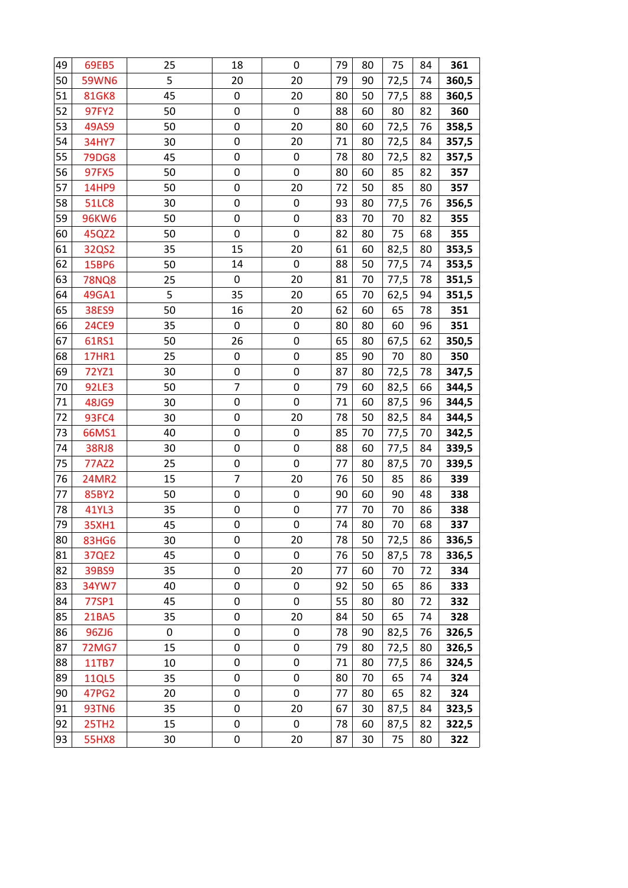| | | | | | | | | | | |
|---|---|---|---|---|---|---|---|---|---|---|
| 49 | 69EB5 | 25 | 18 | 0 | 79 | 80 | 75 | 84 | **361** |
| 50 | 59WN6 | 5 | 20 | 20 | 79 | 90 | 72,5 | 74 | **360,5** |
| 51 | 81GK8 | 45 | 0 | 20 | 80 | 50 | 77,5 | 88 | **360,5** |
| 52 | 97FY2 | 50 | 0 | 0 | 88 | 60 | 80 | 82 | **360** |
| 53 | 49AS9 | 50 | 0 | 20 | 80 | 60 | 72,5 | 76 | **358,5** |
| 54 | 34HY7 | 30 | 0 | 20 | 71 | 80 | 72,5 | 84 | **357,5** |
| 55 | 79DG8 | 45 | 0 | 0 | 78 | 80 | 72,5 | 82 | **357,5** |
| 56 | 97FX5 | 50 | 0 | 0 | 80 | 60 | 85 | 82 | **357** |
| 57 | 14HP9 | 50 | 0 | 20 | 72 | 50 | 85 | 80 | **357** |
| 58 | 51LC8 | 30 | 0 | 0 | 93 | 80 | 77,5 | 76 | **356,5** |
| 59 | 96KW6 | 50 | 0 | 0 | 83 | 70 | 70 | 82 | **355** |
| 60 | 45QZ2 | 50 | 0 | 0 | 82 | 80 | 75 | 68 | **355** |
| 61 | 32QS2 | 35 | 15 | 20 | 61 | 60 | 82,5 | 80 | **353,5** |
| 62 | 15BP6 | 50 | 14 | 0 | 88 | 50 | 77,5 | 74 | **353,5** |
| 63 | 78NQ8 | 25 | 0 | 20 | 81 | 70 | 77,5 | 78 | **351,5** |
| 64 | 49GA1 | 5 | 35 | 20 | 65 | 70 | 62,5 | 94 | **351,5** |
| 65 | 38ES9 | 50 | 16 | 20 | 62 | 60 | 65 | 78 | **351** |
| 66 | 24CE9 | 35 | 0 | 0 | 80 | 80 | 60 | 96 | **351** |
| 67 | 61RS1 | 50 | 26 | 0 | 65 | 80 | 67,5 | 62 | **350,5** |
| 68 | 17HR1 | 25 | 0 | 0 | 85 | 90 | 70 | 80 | **350** |
| 69 | 72YZ1 | 30 | 0 | 0 | 87 | 80 | 72,5 | 78 | **347,5** |
| 70 | 92LE3 | 50 | 7 | 0 | 79 | 60 | 82,5 | 66 | **344,5** |
| 71 | 48JG9 | 30 | 0 | 0 | 71 | 60 | 87,5 | 96 | **344,5** |
| 72 | 93FC4 | 30 | 0 | 20 | 78 | 50 | 82,5 | 84 | **344,5** |
| 73 | 66MS1 | 40 | 0 | 0 | 85 | 70 | 77,5 | 70 | **342,5** |
| 74 | 38RJ8 | 30 | 0 | 0 | 88 | 60 | 77,5 | 84 | **339,5** |
| 75 | 77AZ2 | 25 | 0 | 0 | 77 | 80 | 87,5 | 70 | **339,5** |
| 76 | 24MR2 | 15 | 7 | 20 | 76 | 50 | 85 | 86 | **339** |
| 77 | 85BY2 | 50 | 0 | 0 | 90 | 60 | 90 | 48 | **338** |
| 78 | 41YL3 | 35 | 0 | 0 | 77 | 70 | 70 | 86 | **338** |
| 79 | 35XH1 | 45 | 0 | 0 | 74 | 80 | 70 | 68 | **337** |
| 80 | 83HG6 | 30 | 0 | 20 | 78 | 50 | 72,5 | 86 | **336,5** |
| 81 | 37QE2 | 45 | 0 | 0 | 76 | 50 | 87,5 | 78 | **336,5** |
| 82 | 39BS9 | 35 | 0 | 20 | 77 | 60 | 70 | 72 | **334** |
| 83 | 34YW7 | 40 | 0 | 0 | 92 | 50 | 65 | 86 | **333** |
| 84 | 77SP1 | 45 | 0 | 0 | 55 | 80 | 80 | 72 | **332** |
| 85 | 21BA5 | 35 | 0 | 20 | 84 | 50 | 65 | 74 | **328** |
| 86 | 96ZJ6 | 0 | 0 | 0 | 78 | 90 | 82,5 | 76 | **326,5** |
| 87 | 72MG7 | 15 | 0 | 0 | 79 | 80 | 72,5 | 80 | **326,5** |
| 88 | 11TB7 | 10 | 0 | 0 | 71 | 80 | 77,5 | 86 | **324,5** |
| 89 | 11QL5 | 35 | 0 | 0 | 80 | 70 | 65 | 74 | **324** |
| 90 | 47PG2 | 20 | 0 | 0 | 77 | 80 | 65 | 82 | **324** |
| 91 | 93TN6 | 35 | 0 | 20 | 67 | 30 | 87,5 | 84 | **323,5** |
| 92 | 25TH2 | 15 | 0 | 0 | 78 | 60 | 87,5 | 82 | **322,5** |
| 93 | 55HX8 | 30 | 0 | 20 | 87 | 30 | 75 | 80 | **322** |